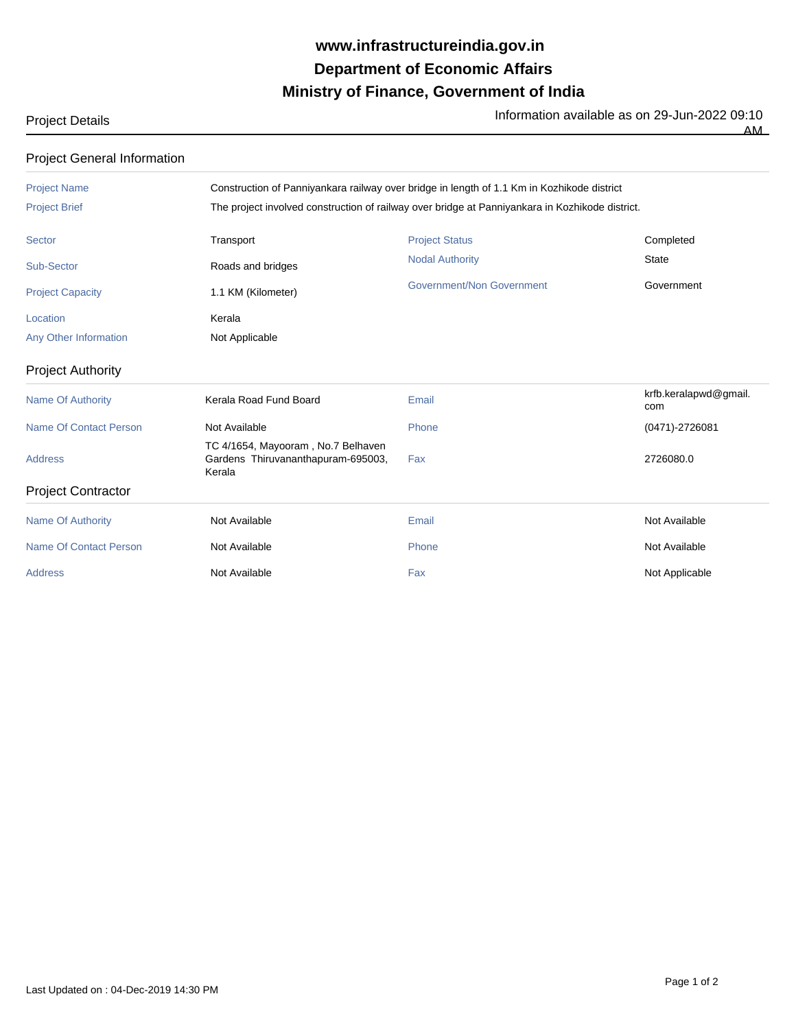# www.infrastructureindia.gov.in
# Department of Economic Affairs
# Ministry of Finance, Government of India

Project Details

Information available as on 29-Jun-2022 09:10 AM

## Project General Information

| | | | |
|---|---|---|---|
| Project Name | Construction of Panniyankara railway over bridge in length of 1.1 Km in Kozhikode district | | |
| Project Brief | The project involved construction of railway over bridge at Panniyankara in Kozhikode district. | | |
| Sector | Transport | Project Status | Completed |
| Sub-Sector | Roads and bridges | Nodal Authority | State |
| Project Capacity | 1.1 KM (Kilometer) | Government/Non Government | Government |
| Location | Kerala | | |
| Any Other Information | Not Applicable | | |

## Project Authority

| | | | |
|---|---|---|---|
| Name Of Authority | Kerala Road Fund Board | Email | krfb.keralapwd@gmail.com |
| Name Of Contact Person | Not Available | Phone | (0471)-2726081 |
| Address | TC 4/1654, Mayooram , No.7 Belhaven Gardens Thiruvananthapuram-695003, Kerala | Fax | 2726080.0 |

## Project Contractor

| | | | |
|---|---|---|---|
| Name Of Authority | Not Available | Email | Not Available |
| Name Of Contact Person | Not Available | Phone | Not Available |
| Address | Not Available | Fax | Not Applicable |

Last Updated on : 04-Dec-2019 14:30 PM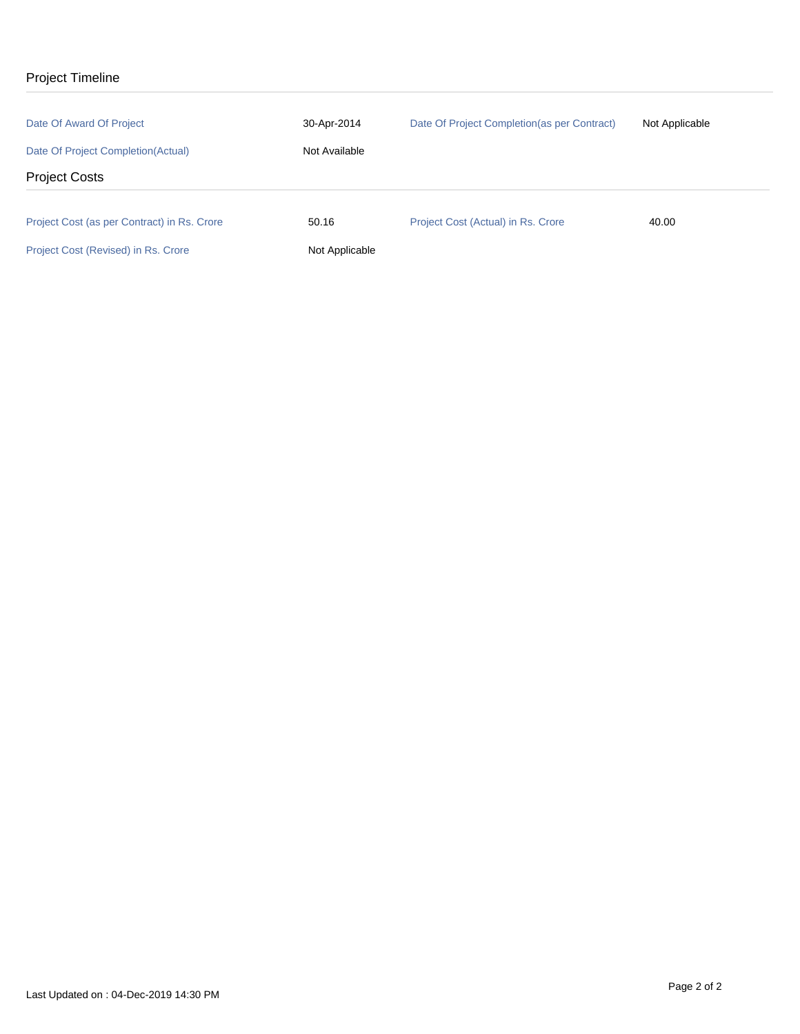## Project Timeline

| | | | |
|---|---|---|---|
| Date Of Award Of Project | 30-Apr-2014 | Date Of Project Completion(as per Contract) | Not Applicable |
| Date Of Project Completion(Actual) | Not Available | | |

## Project Costs

| | | | |
|---|---|---|---|
| Project Cost (as per Contract) in Rs. Crore | 50.16 | Project Cost (Actual) in Rs. Crore | 40.00 |
| Project Cost (Revised) in Rs. Crore | Not Applicable | | |

Last Updated on : 04-Dec-2019 14:30 PM